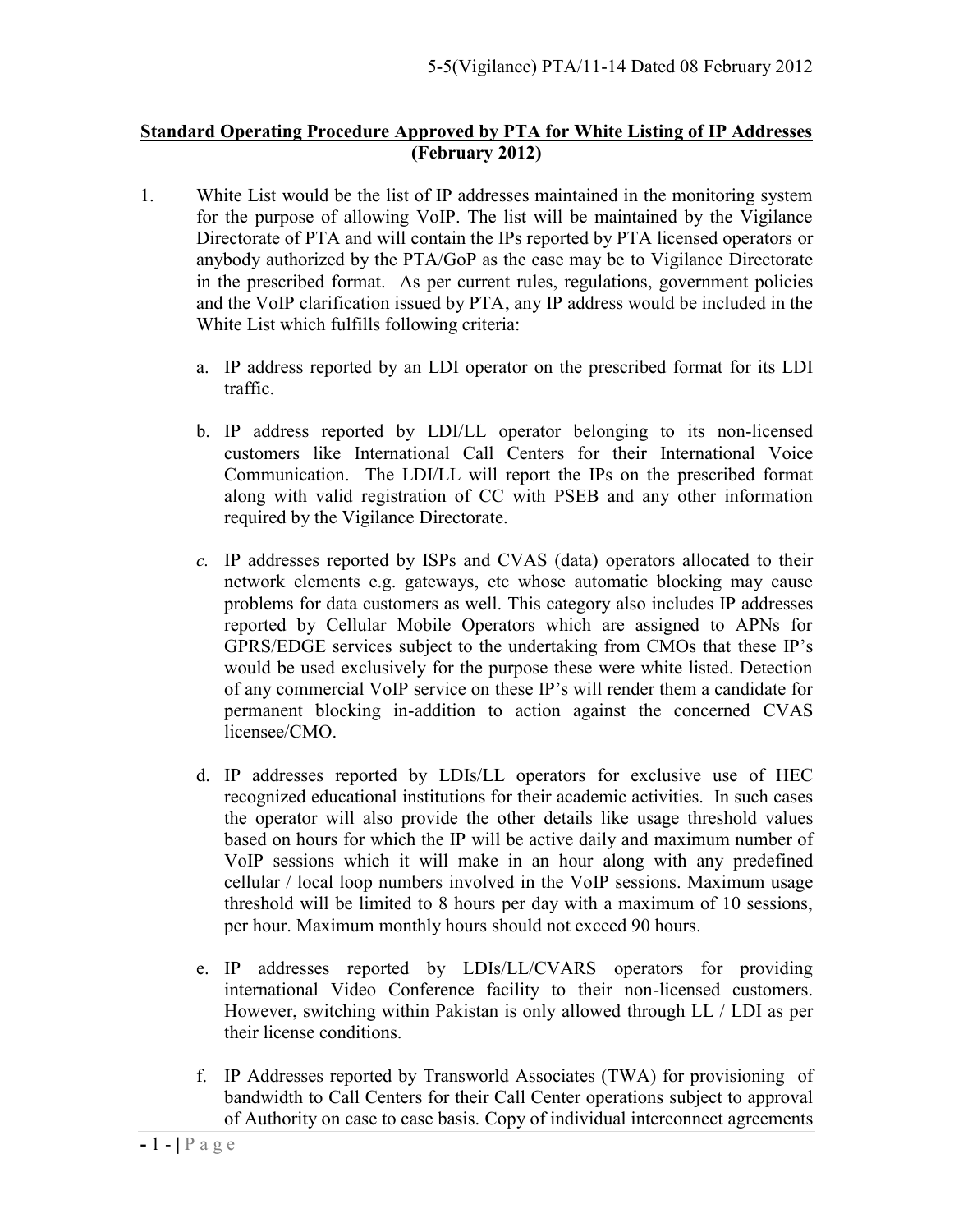5-5(Vigilance) PTA/11-14 Dated 08 February 2012

## **Standard Operating Procedure Approved by PTA for White Listing of IP Addresses (February 2012)**

1. White List would be the list of IP addresses maintained in the monitoring system for the purpose of allowing VoIP. The list will be maintained by the Vigilance Directorate of PTA and will contain the IPs reported by PTA licensed operators or anybody authorized by the PTA/GoP as the case may be to Vigilance Directorate in the prescribed format. As per current rules, regulations, government policies and the VoIP clarification issued by PTA, any IP address would be included in the White List which fulfills following criteria:

    a. IP address reported by an LDI operator on the prescribed format for its LDI traffic.

    b. IP address reported by LDI/LL operator belonging to its non-licensed customers like International Call Centers for their International Voice Communication. The LDI/LL will report the IPs on the prescribed format along with valid registration of CC with PSEB and any other information required by the Vigilance Directorate.

    *c.* IP addresses reported by ISPs and CVAS (data) operators allocated to their network elements e.g. gateways, etc whose automatic blocking may cause problems for data customers as well. This category also includes IP addresses reported by Cellular Mobile Operators which are assigned to APNs for GPRS/EDGE services subject to the undertaking from CMOs that these IP's would be used exclusively for the purpose these were white listed. Detection of any commercial VoIP service on these IP's will render them a candidate for permanent blocking in-addition to action against the concerned CVAS licensee/CMO.

    d. IP addresses reported by LDIs/LL operators for exclusive use of HEC recognized educational institutions for their academic activities. In such cases the operator will also provide the other details like usage threshold values based on hours for which the IP will be active daily and maximum number of VoIP sessions which it will make in an hour along with any predefined cellular / local loop numbers involved in the VoIP sessions. Maximum usage threshold will be limited to 8 hours per day with a maximum of 10 sessions, per hour. Maximum monthly hours should not exceed 90 hours.

    e. IP addresses reported by LDIs/LL/CVARS operators for providing international Video Conference facility to their non-licensed customers. However, switching within Pakistan is only allowed through LL / LDI as per their license conditions.

    f. IP Addresses reported by Transworld Associates (TWA) for provisioning of bandwidth to Call Centers for their Call Center operations subject to approval of Authority on case to case basis. Copy of individual interconnect agreements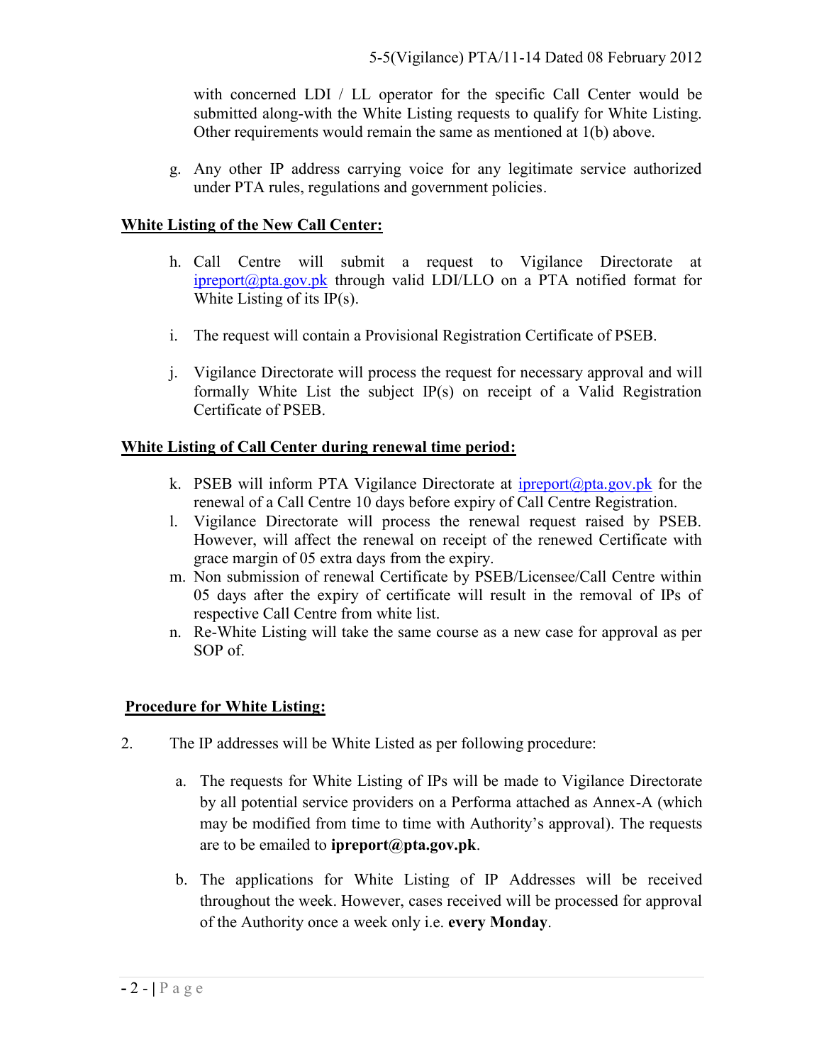with concerned LDI / LL operator for the specific Call Center would be submitted along-with the White Listing requests to qualify for White Listing. Other requirements would remain the same as mentioned at 1(b) above.

g. Any other IP address carrying voice for any legitimate service authorized under PTA rules, regulations and government policies.

**White Listing of the New Call Center:**

h. Call Centre will submit a request to Vigilance Directorate at ipreport@pta.gov.pk through valid LDI/LLO on a PTA notified format for White Listing of its IP(s).

i. The request will contain a Provisional Registration Certificate of PSEB.

j. Vigilance Directorate will process the request for necessary approval and will formally White List the subject IP(s) on receipt of a Valid Registration Certificate of PSEB.

**White Listing of Call Center during renewal time period:**

k. PSEB will inform PTA Vigilance Directorate at ipreport@pta.gov.pk for the renewal of a Call Centre 10 days before expiry of Call Centre Registration.
l. Vigilance Directorate will process the renewal request raised by PSEB. However, will affect the renewal on receipt of the renewed Certificate with grace margin of 05 extra days from the expiry.
m. Non submission of renewal Certificate by PSEB/Licensee/Call Centre within 05 days after the expiry of certificate will result in the removal of IPs of respective Call Centre from white list.
n. Re-White Listing will take the same course as a new case for approval as per SOP of.

**Procedure for White Listing:**

2. The IP addresses will be White Listed as per following procedure:

   a. The requests for White Listing of IPs will be made to Vigilance Directorate by all potential service providers on a Performa attached as Annex-A (which may be modified from time to time with Authority's approval). The requests are to be emailed to **ipreport@pta.gov.pk**.

   b. The applications for White Listing of IP Addresses will be received throughout the week. However, cases received will be processed for approval of the Authority once a week only i.e. **every Monday**.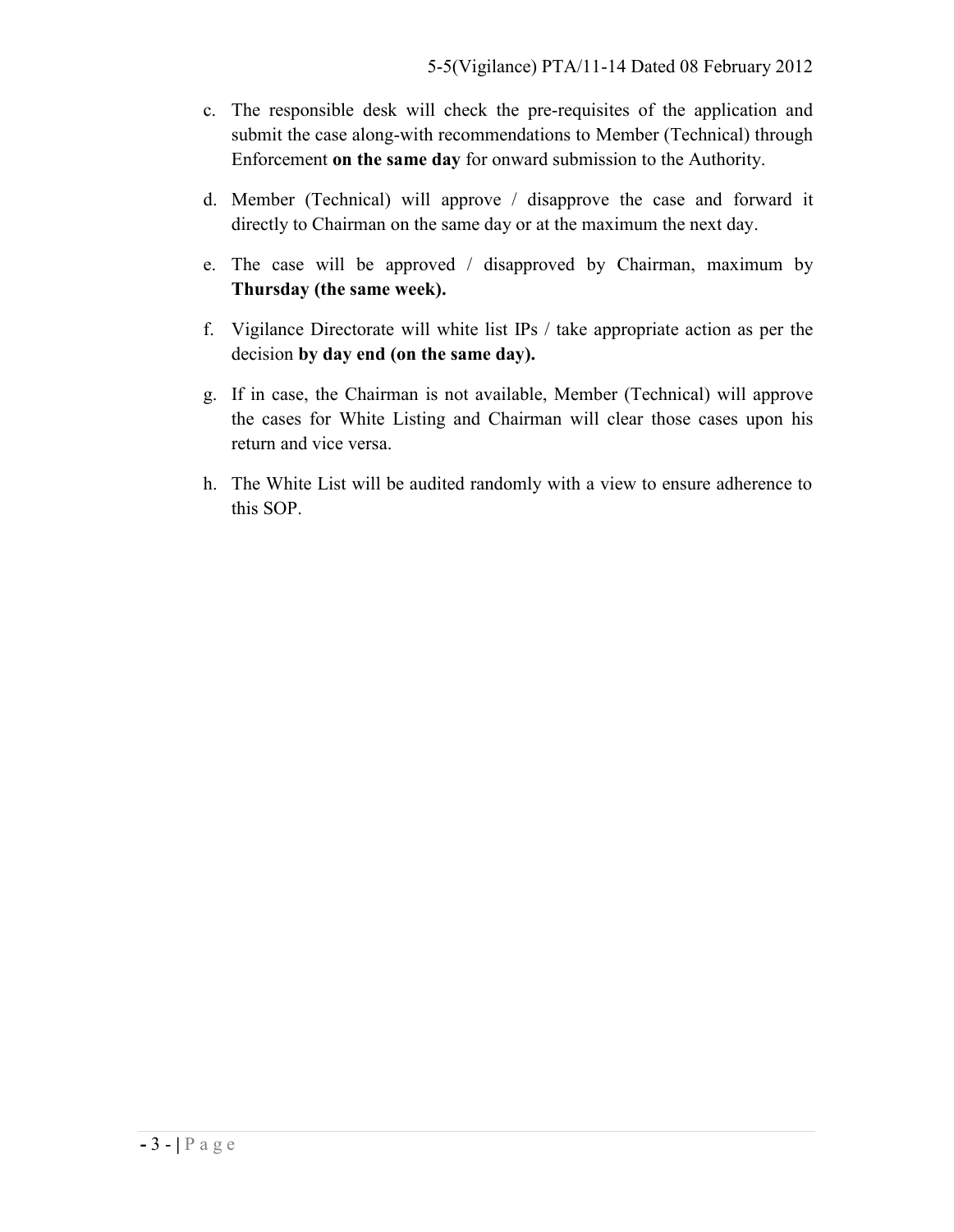c. The responsible desk will check the pre-requisites of the application and submit the case along-with recommendations to Member (Technical) through Enforcement **on the same day** for onward submission to the Authority.

d. Member (Technical) will approve / disapprove the case and forward it directly to Chairman on the same day or at the maximum the next day.

e. The case will be approved / disapproved by Chairman, maximum by **Thursday (the same week).**

f. Vigilance Directorate will white list IPs / take appropriate action as per the decision **by day end (on the same day).**

g. If in case, the Chairman is not available, Member (Technical) will approve the cases for White Listing and Chairman will clear those cases upon his return and vice versa.

h. The White List will be audited randomly with a view to ensure adherence to this SOP.